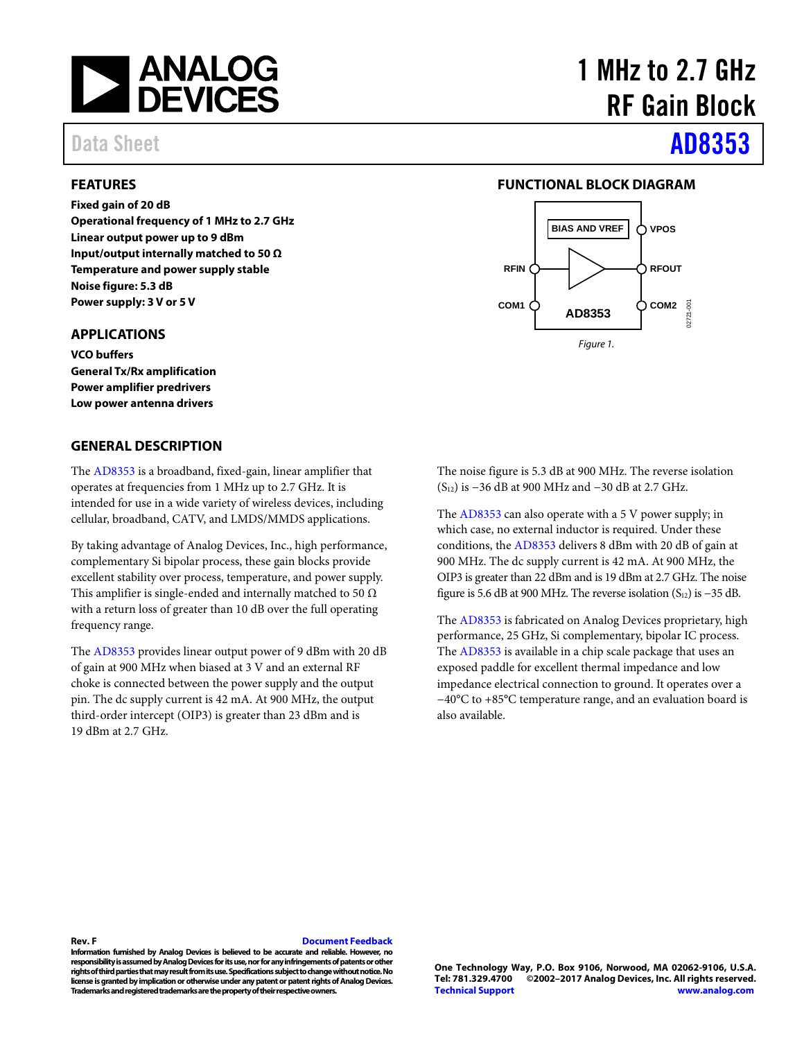# 1 MHz to 2.7 GHz RF Gain Block

Data Sheet **AD8353**

## FEATURES

**Fixed gain of 20 dB**
**Operational frequency of 1 MHz to 2.7 GHz**
**Linear output power up to 9 dBm**
**Input/output internally matched to 50 Ω**
**Temperature and power supply stable**
**Noise figure: 5.3 dB**
**Power supply: 3 V or 5 V**

## APPLICATIONS

**VCO buffers**
**General Tx/Rx amplification**
**Power amplifier predrivers**
**Low power antenna drivers**

## FUNCTIONAL BLOCK DIAGRAM

BIAS AND VREF, VPOS, RFIN, RFOUT, COM1, COM2, AD8353

*Figure 1.*

## GENERAL DESCRIPTION

The AD8353 is a broadband, fixed-gain, linear amplifier that operates at frequencies from 1 MHz up to 2.7 GHz. It is intended for use in a wide variety of wireless devices, including cellular, broadband, CATV, and LMDS/MMDS applications.

By taking advantage of Analog Devices, Inc., high performance, complementary Si bipolar process, these gain blocks provide excellent stability over process, temperature, and power supply. This amplifier is single-ended and internally matched to 50 Ω with a return loss of greater than 10 dB over the full operating frequency range.

The AD8353 provides linear output power of 9 dBm with 20 dB of gain at 900 MHz when biased at 3 V and an external RF choke is connected between the power supply and the output pin. The dc supply current is 42 mA. At 900 MHz, the output third-order intercept (OIP3) is greater than 23 dBm and is 19 dBm at 2.7 GHz.

The noise figure is 5.3 dB at 900 MHz. The reverse isolation ($S_{12}$) is −36 dB at 900 MHz and −30 dB at 2.7 GHz.

The AD8353 can also operate with a 5 V power supply; in which case, no external inductor is required. Under these conditions, the AD8353 delivers 8 dBm with 20 dB of gain at 900 MHz. The dc supply current is 42 mA. At 900 MHz, the OIP3 is greater than 22 dBm and is 19 dBm at 2.7 GHz. The noise figure is 5.6 dB at 900 MHz. The reverse isolation ($S_{12}$) is −35 dB.

The AD8353 is fabricated on Analog Devices proprietary, high performance, 25 GHz, Si complementary, bipolar IC process. The AD8353 is available in a chip scale package that uses an exposed paddle for excellent thermal impedance and low impedance electrical connection to ground. It operates over a −40°C to +85°C temperature range, and an evaluation board is also available.

Rev. F Document Feedback

Information furnished by Analog Devices is believed to be accurate and reliable. However, no responsibility is assumed by Analog Devices for its use, nor for any infringements of patents or other rights of third parties that may result from its use. Specifications subject to change without notice. No license is granted by implication or otherwise under any patent or patent rights of Analog Devices. Trademarks and registered trademarks are the property of their respective owners.

One Technology Way, P.O. Box 9106, Norwood, MA 02062-9106, U.S.A.
Tel: 781.329.4700 ©2002–2017 Analog Devices, Inc. All rights reserved.
Technical Support www.analog.com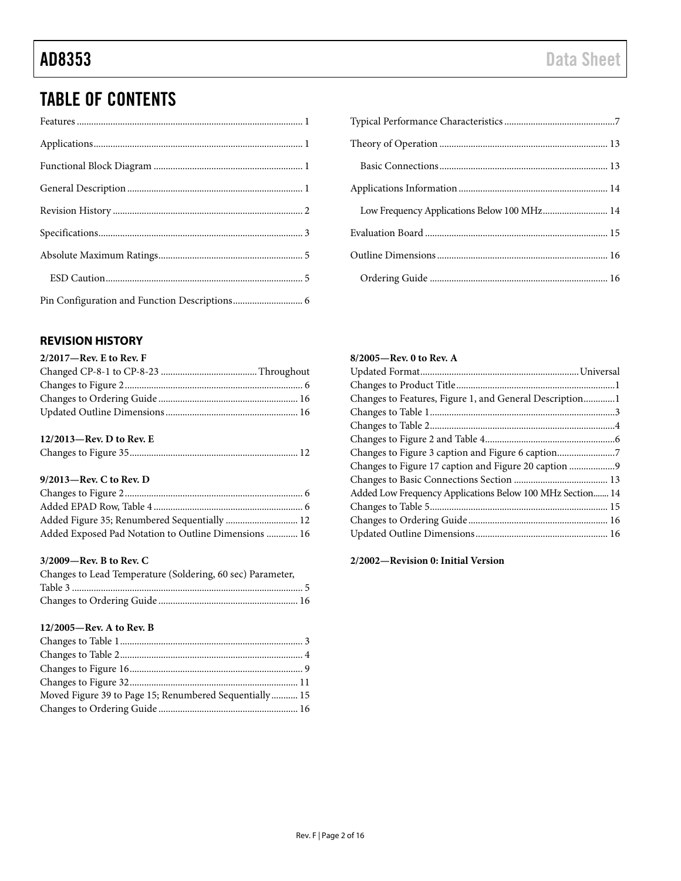## TABLE OF CONTENTS

Features ... 1
Applications ... 1
Functional Block Diagram ... 1
General Description ... 1
Revision History ... 2
Specifications ... 3
Absolute Maximum Ratings ... 5
ESD Caution ... 5
Pin Configuration and Function Descriptions ... 6
Typical Performance Characteristics ... 7
Theory of Operation ... 13
Basic Connections ... 13
Applications Information ... 14
Low Frequency Applications Below 100 MHz ... 14
Evaluation Board ... 15
Outline Dimensions ... 16
Ordering Guide ... 16

### REVISION HISTORY

**2/2017—Rev. E to Rev. F**

Changed CP-8-1 to CP-8-23 ... Throughout
Changes to Figure 2 ... 6
Changes to Ordering Guide ... 16
Updated Outline Dimensions ... 16

**12/2013—Rev. D to Rev. E**

Changes to Figure 35 ... 12

**9/2013—Rev. C to Rev. D**

Changes to Figure 2 ... 6
Added EPAD Row, Table 4 ... 6
Added Figure 35; Renumbered Sequentially ... 12
Added Exposed Pad Notation to Outline Dimensions ... 16

**3/2009—Rev. B to Rev. C**

Changes to Lead Temperature (Soldering, 60 sec) Parameter, Table 3 ... 5
Changes to Ordering Guide ... 16

**12/2005—Rev. A to Rev. B**

Changes to Table 1 ... 3
Changes to Table 2 ... 4
Changes to Figure 16 ... 9
Changes to Figure 32 ... 11
Moved Figure 39 to Page 15; Renumbered Sequentially ... 15
Changes to Ordering Guide ... 16

**8/2005—Rev. 0 to Rev. A**

Updated Format ... Universal
Changes to Product Title ... 1
Changes to Features, Figure 1, and General Description ... 1
Changes to Table 1 ... 3
Changes to Table 2 ... 4
Changes to Figure 2 and Table 4 ... 6
Changes to Figure 3 caption and Figure 6 caption ... 7
Changes to Figure 17 caption and Figure 20 caption ... 9
Changes to Basic Connections Section ... 13
Added Low Frequency Applications Below 100 MHz Section ... 14
Changes to Table 5 ... 15
Changes to Ordering Guide ... 16
Updated Outline Dimensions ... 16

**2/2002—Revision 0: Initial Version**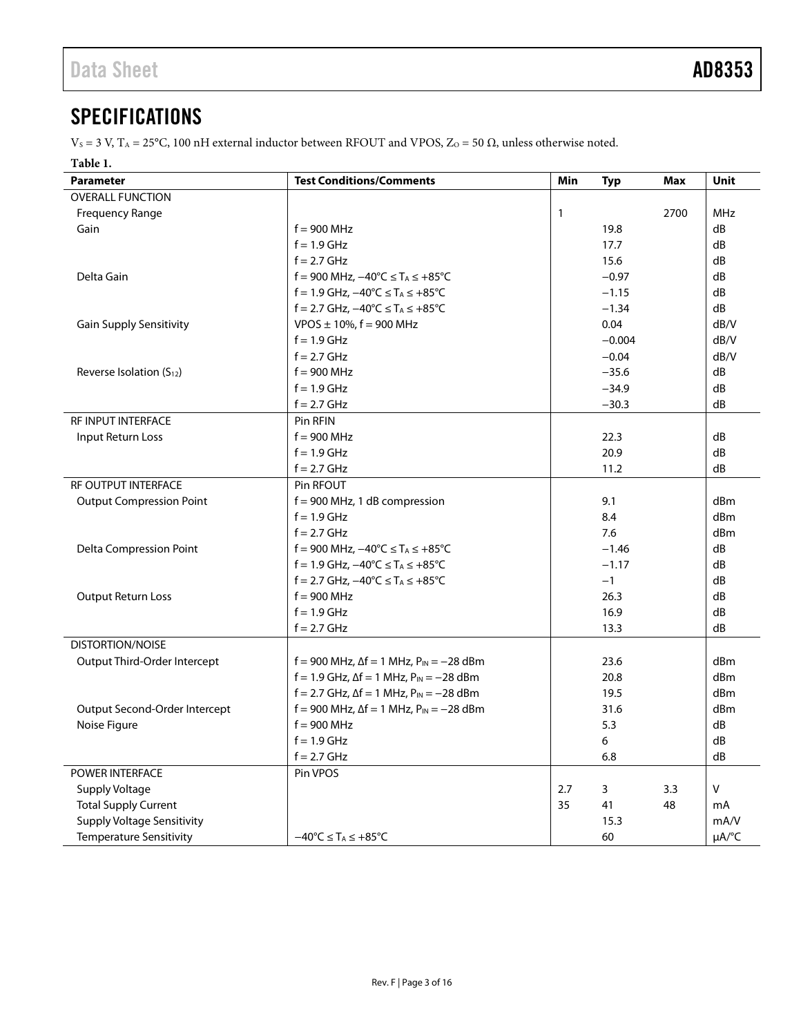## SPECIFICATIONS

$V_S$ = 3 V, $T_A$ = 25°C, 100 nH external inductor between RFOUT and VPOS, $Z_O$ = 50 Ω, unless otherwise noted.

**Table 1.**

| Parameter | Test Conditions/Comments | Min | Typ | Max | Unit |
|---|---|---|---|---|---|
| OVERALL FUNCTION | | | | | |
| Frequency Range | | 1 | | 2700 | MHz |
| Gain | f = 900 MHz | | 19.8 | | dB |
| | f = 1.9 GHz | | 17.7 | | dB |
| | f = 2.7 GHz | | 15.6 | | dB |
| Delta Gain | f = 900 MHz, −40°C ≤ $T_A$ ≤ +85°C | | −0.97 | | dB |
| | f = 1.9 GHz, −40°C ≤ $T_A$ ≤ +85°C | | −1.15 | | dB |
| | f = 2.7 GHz, −40°C ≤ $T_A$ ≤ +85°C | | −1.34 | | dB |
| Gain Supply Sensitivity | VPOS ± 10%, f = 900 MHz | | 0.04 | | dB/V |
| | f = 1.9 GHz | | −0.004 | | dB/V |
| | f = 2.7 GHz | | −0.04 | | dB/V |
| Reverse Isolation ($S_{12}$) | f = 900 MHz | | −35.6 | | dB |
| | f = 1.9 GHz | | −34.9 | | dB |
| | f = 2.7 GHz | | −30.3 | | dB |
| RF INPUT INTERFACE | Pin RFIN | | | | |
| Input Return Loss | f = 900 MHz | | 22.3 | | dB |
| | f = 1.9 GHz | | 20.9 | | dB |
| | f = 2.7 GHz | | 11.2 | | dB |
| RF OUTPUT INTERFACE | Pin RFOUT | | | | |
| Output Compression Point | f = 900 MHz, 1 dB compression | | 9.1 | | dBm |
| | f = 1.9 GHz | | 8.4 | | dBm |
| | f = 2.7 GHz | | 7.6 | | dBm |
| Delta Compression Point | f = 900 MHz, −40°C ≤ $T_A$ ≤ +85°C | | −1.46 | | dB |
| | f = 1.9 GHz, −40°C ≤ $T_A$ ≤ +85°C | | −1.17 | | dB |
| | f = 2.7 GHz, −40°C ≤ $T_A$ ≤ +85°C | | −1 | | dB |
| Output Return Loss | f = 900 MHz | | 26.3 | | dB |
| | f = 1.9 GHz | | 16.9 | | dB |
| | f = 2.7 GHz | | 13.3 | | dB |
| DISTORTION/NOISE | | | | | |
| Output Third-Order Intercept | f = 900 MHz, Δf = 1 MHz, $P_{IN}$ = −28 dBm | | 23.6 | | dBm |
| | f = 1.9 GHz, Δf = 1 MHz, $P_{IN}$ = −28 dBm | | 20.8 | | dBm |
| | f = 2.7 GHz, Δf = 1 MHz, $P_{IN}$ = −28 dBm | | 19.5 | | dBm |
| Output Second-Order Intercept | f = 900 MHz, Δf = 1 MHz, $P_{IN}$ = −28 dBm | | 31.6 | | dBm |
| Noise Figure | f = 900 MHz | | 5.3 | | dB |
| | f = 1.9 GHz | | 6 | | dB |
| | f = 2.7 GHz | | 6.8 | | dB |
| POWER INTERFACE | Pin VPOS | | | | |
| Supply Voltage | | 2.7 | 3 | 3.3 | V |
| Total Supply Current | | 35 | 41 | 48 | mA |
| Supply Voltage Sensitivity | | | 15.3 | | mA/V |
| Temperature Sensitivity | −40°C ≤ $T_A$ ≤ +85°C | | 60 | | μA/°C |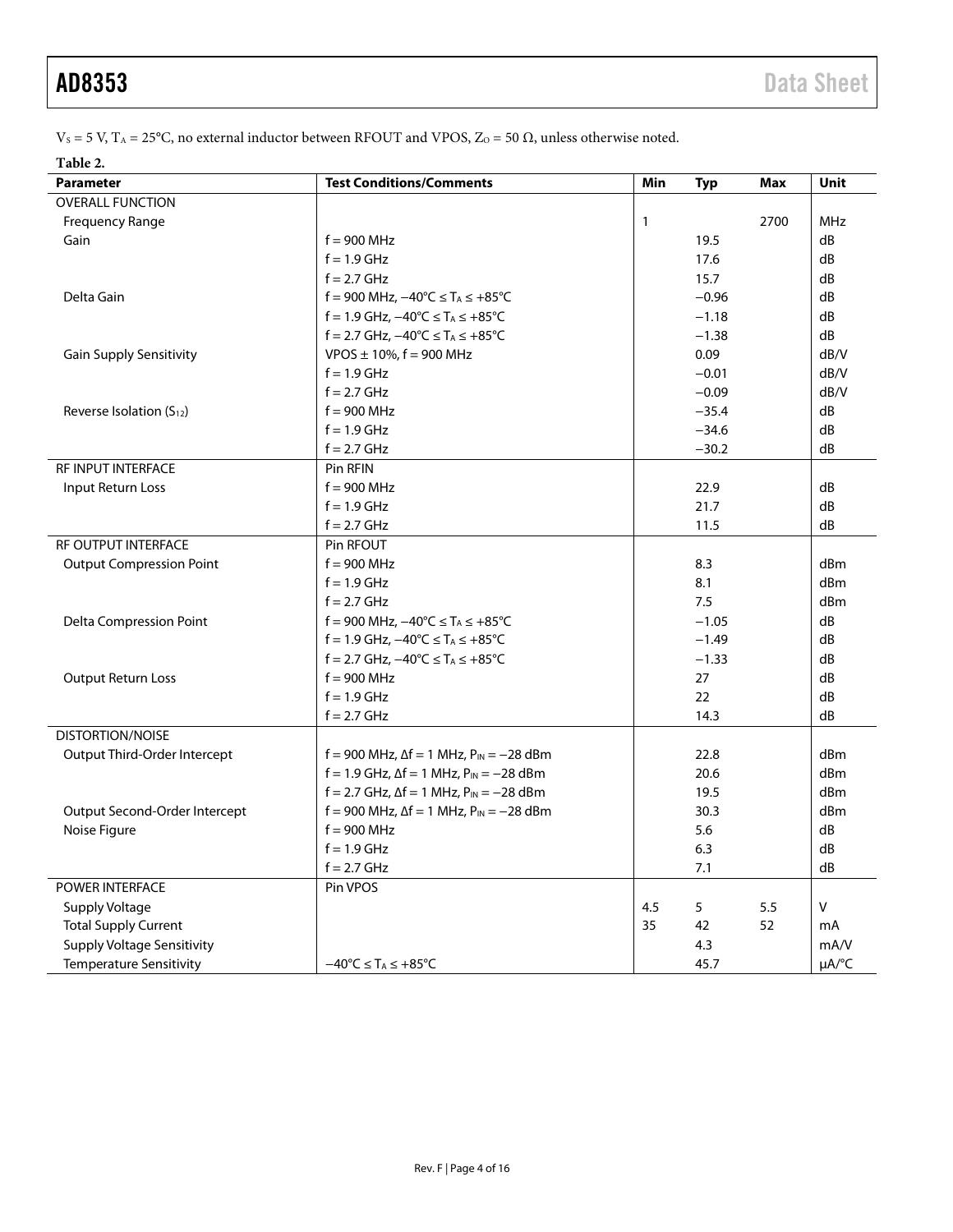$V_S$ = 5 V, $T_A$ = 25°C, no external inductor between RFOUT and VPOS, $Z_O$ = 50 Ω, unless otherwise noted.

**Table 2.**

| Parameter | Test Conditions/Comments | Min | Typ | Max | Unit |
|---|---|---|---|---|---|
| OVERALL FUNCTION | | | | | |
| Frequency Range | | 1 | | 2700 | MHz |
| Gain | f = 900 MHz | | 19.5 | | dB |
| | f = 1.9 GHz | | 17.6 | | dB |
| | f = 2.7 GHz | | 15.7 | | dB |
| Delta Gain | f = 900 MHz, −40°C ≤ $T_A$ ≤ +85°C | | −0.96 | | dB |
| | f = 1.9 GHz, −40°C ≤ $T_A$ ≤ +85°C | | −1.18 | | dB |
| | f = 2.7 GHz, −40°C ≤ $T_A$ ≤ +85°C | | −1.38 | | dB |
| Gain Supply Sensitivity | VPOS ± 10%, f = 900 MHz | | 0.09 | | dB/V |
| | f = 1.9 GHz | | −0.01 | | dB/V |
| | f = 2.7 GHz | | −0.09 | | dB/V |
| Reverse Isolation ($S_{12}$) | f = 900 MHz | | −35.4 | | dB |
| | f = 1.9 GHz | | −34.6 | | dB |
| | f = 2.7 GHz | | −30.2 | | dB |
| RF INPUT INTERFACE | Pin RFIN | | | | |
| Input Return Loss | f = 900 MHz | | 22.9 | | dB |
| | f = 1.9 GHz | | 21.7 | | dB |
| | f = 2.7 GHz | | 11.5 | | dB |
| RF OUTPUT INTERFACE | Pin RFOUT | | | | |
| Output Compression Point | f = 900 MHz | | 8.3 | | dBm |
| | f = 1.9 GHz | | 8.1 | | dBm |
| | f = 2.7 GHz | | 7.5 | | dBm |
| Delta Compression Point | f = 900 MHz, −40°C ≤ $T_A$ ≤ +85°C | | −1.05 | | dB |
| | f = 1.9 GHz, −40°C ≤ $T_A$ ≤ +85°C | | −1.49 | | dB |
| | f = 2.7 GHz, −40°C ≤ $T_A$ ≤ +85°C | | −1.33 | | dB |
| Output Return Loss | f = 900 MHz | | 27 | | dB |
| | f = 1.9 GHz | | 22 | | dB |
| | f = 2.7 GHz | | 14.3 | | dB |
| DISTORTION/NOISE | | | | | |
| Output Third-Order Intercept | f = 900 MHz, Δf = 1 MHz, $P_{IN}$ = −28 dBm | | 22.8 | | dBm |
| | f = 1.9 GHz, Δf = 1 MHz, $P_{IN}$ = −28 dBm | | 20.6 | | dBm |
| | f = 2.7 GHz, Δf = 1 MHz, $P_{IN}$ = −28 dBm | | 19.5 | | dBm |
| Output Second-Order Intercept | f = 900 MHz, Δf = 1 MHz, $P_{IN}$ = −28 dBm | | 30.3 | | dBm |
| Noise Figure | f = 900 MHz | | 5.6 | | dB |
| | f = 1.9 GHz | | 6.3 | | dB |
| | f = 2.7 GHz | | 7.1 | | dB |
| POWER INTERFACE | Pin VPOS | | | | |
| Supply Voltage | | 4.5 | 5 | 5.5 | V |
| Total Supply Current | | 35 | 42 | 52 | mA |
| Supply Voltage Sensitivity | | | 4.3 | | mA/V |
| Temperature Sensitivity | −40°C ≤ $T_A$ ≤ +85°C | | 45.7 | | μA/°C |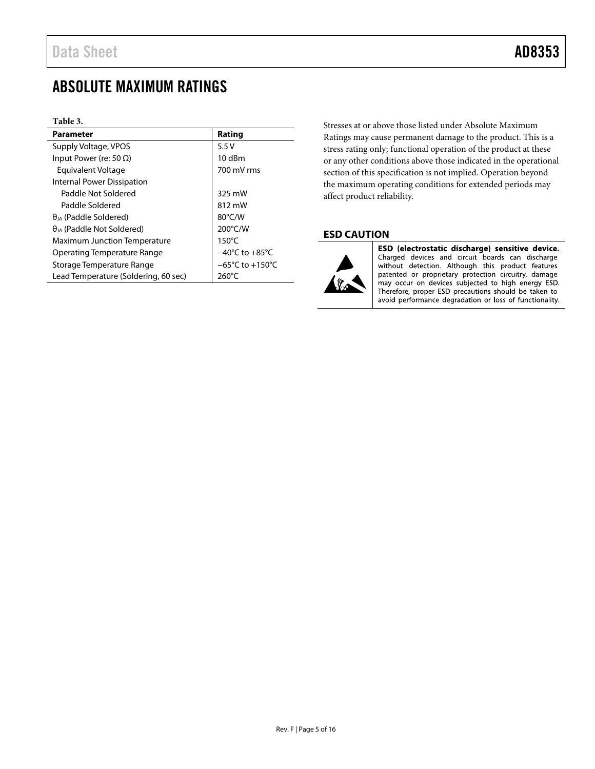# ABSOLUTE MAXIMUM RATINGS

**Table 3.**

| Parameter | Rating |
|---|---|
| Supply Voltage, VPOS | 5.5 V |
| Input Power (re: 50 Ω) | 10 dBm |
| Equivalent Voltage | 700 mV rms |
| Internal Power Dissipation | |
| Paddle Not Soldered | 325 mW |
| Paddle Soldered | 812 mW |
| $\theta_{JA}$ (Paddle Soldered) | 80°C/W |
| $\theta_{JA}$ (Paddle Not Soldered) | 200°C/W |
| Maximum Junction Temperature | 150°C |
| Operating Temperature Range | −40°C to +85°C |
| Storage Temperature Range | −65°C to +150°C |
| Lead Temperature (Soldering, 60 sec) | 260°C |

Stresses at or above those listed under Absolute Maximum Ratings may cause permanent damage to the product. This is a stress rating only; functional operation of the product at these or any other conditions above those indicated in the operational section of this specification is not implied. Operation beyond the maximum operating conditions for extended periods may affect product reliability.

## ESD CAUTION

**ESD (electrostatic discharge) sensitive device.** Charged devices and circuit boards can discharge without detection. Although this product features patented or proprietary protection circuitry, damage may occur on devices subjected to high energy ESD. Therefore, proper ESD precautions should be taken to avoid performance degradation or loss of functionality.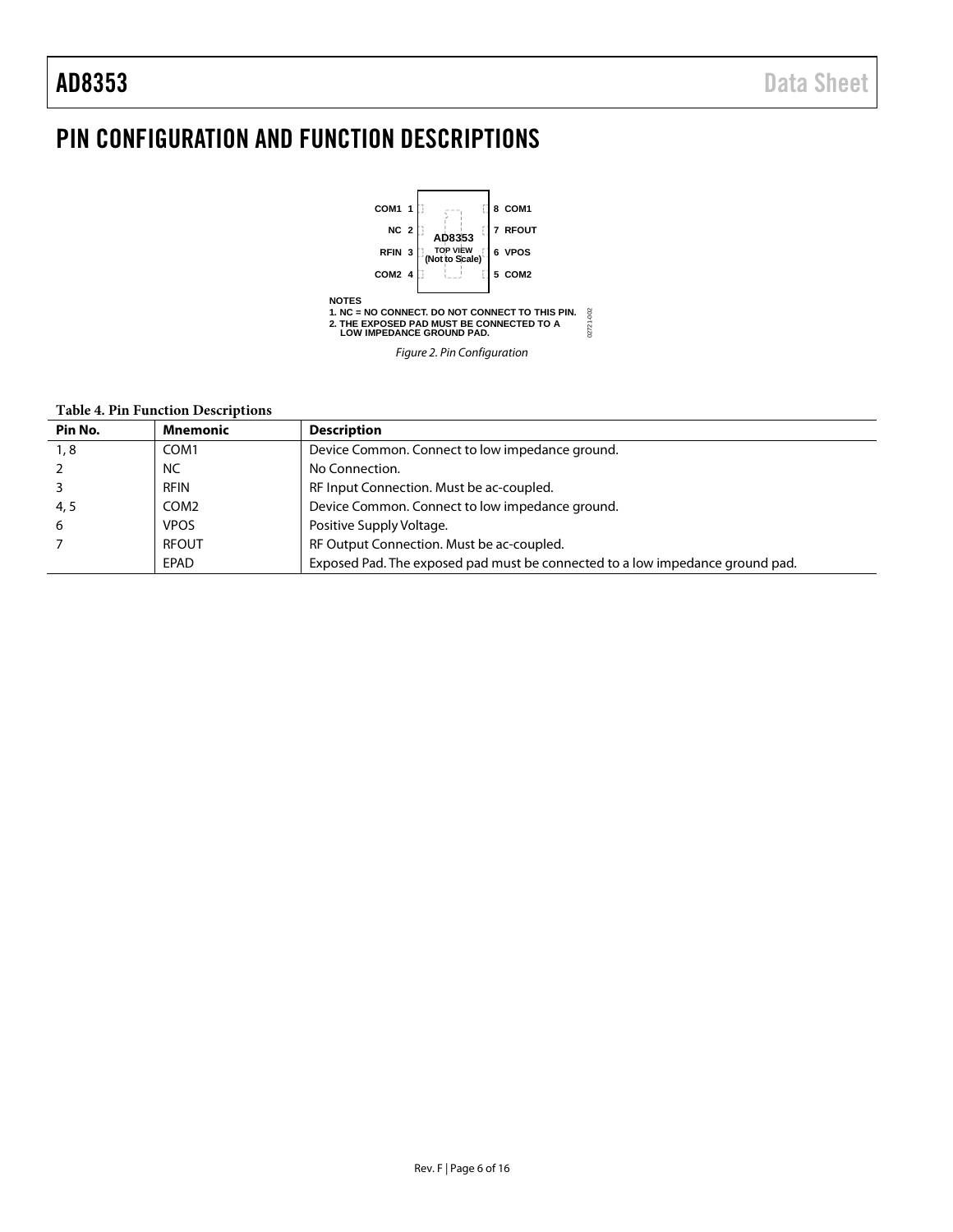# PIN CONFIGURATION AND FUNCTION DESCRIPTIONS

COM1 1 | 8 COM1
NC 2 | 7 RFOUT
RFIN 3 | 6 VPOS
COM2 4 | 5 COM2

AD8353
TOP VIEW
(Not to Scale)

NOTES
1. NC = NO CONNECT. DO NOT CONNECT TO THIS PIN.
2. THE EXPOSED PAD MUST BE CONNECTED TO A LOW IMPEDANCE GROUND PAD.

*Figure 2. Pin Configuration*

**Table 4. Pin Function Descriptions**

| Pin No. | Mnemonic | Description |
|---|---|---|
| 1, 8 | COM1 | Device Common. Connect to low impedance ground. |
| 2 | NC | No Connection. |
| 3 | RFIN | RF Input Connection. Must be ac-coupled. |
| 4, 5 | COM2 | Device Common. Connect to low impedance ground. |
| 6 | VPOS | Positive Supply Voltage. |
| 7 | RFOUT | RF Output Connection. Must be ac-coupled. |
| | EPAD | Exposed Pad. The exposed pad must be connected to a low impedance ground pad. |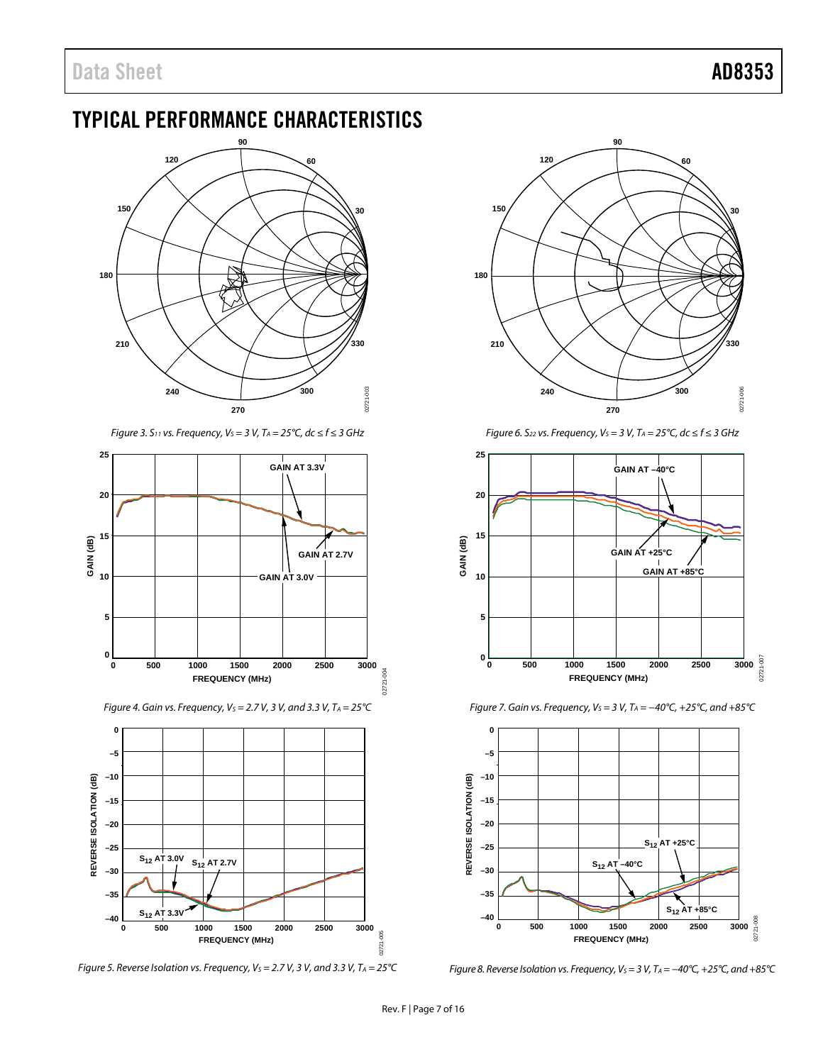# TYPICAL PERFORMANCE CHARACTERISTICS

Figure 3. $S_{11}$ vs. Frequency, $V_S$ = 3 V, $T_A$ = 25°C, dc ≤ f ≤ 3 GHz

Figure 4. Gain vs. Frequency, $V_S$ = 2.7 V, 3 V, and 3.3 V, $T_A$ = 25°C

Figure 5. Reverse Isolation vs. Frequency, $V_S$ = 2.7 V, 3 V, and 3.3 V, $T_A$ = 25°C

Figure 6. $S_{22}$ vs. Frequency, $V_S$ = 3 V, $T_A$ = 25°C, dc ≤ f ≤ 3 GHz

Figure 7. Gain vs. Frequency, $V_S$ = 3 V, $T_A$ = −40°C, +25°C, and +85°C

Figure 8. Reverse Isolation vs. Frequency, $V_S$ = 3 V, $T_A$ = −40°C, +25°C, and +85°C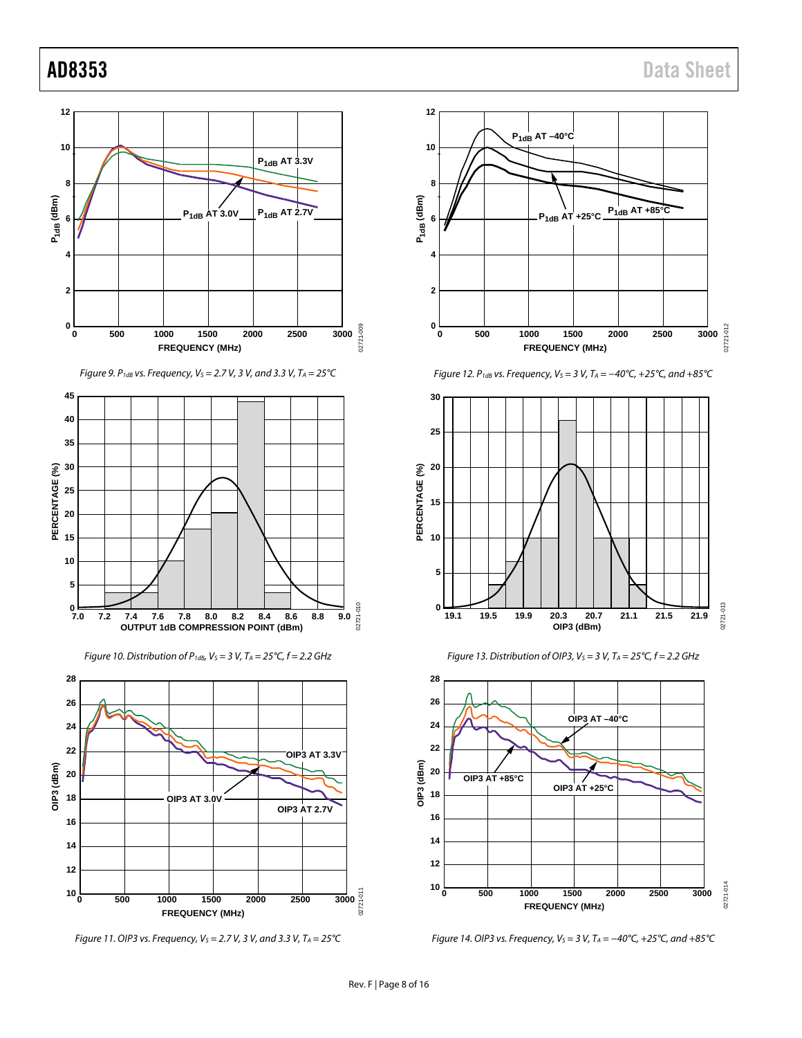Figure 9. $P_{1dB}$ vs. Frequency, $V_S$ = 2.7 V, 3 V, and 3.3 V, $T_A$ = 25°C

Figure 10. Distribution of $P_{1dB}$, $V_S$ = 3 V, $T_A$ = 25°C, f = 2.2 GHz

Figure 11. OIP3 vs. Frequency, $V_S$ = 2.7 V, 3 V, and 3.3 V, $T_A$ = 25°C

Figure 12. $P_{1dB}$ vs. Frequency, $V_S$ = 3 V, $T_A$ = −40°C, +25°C, and +85°C

Figure 13. Distribution of OIP3, $V_S$ = 3 V, $T_A$ = 25°C, f = 2.2 GHz

Figure 14. OIP3 vs. Frequency, $V_S$ = 3 V, $T_A$ = −40°C, +25°C, and +85°C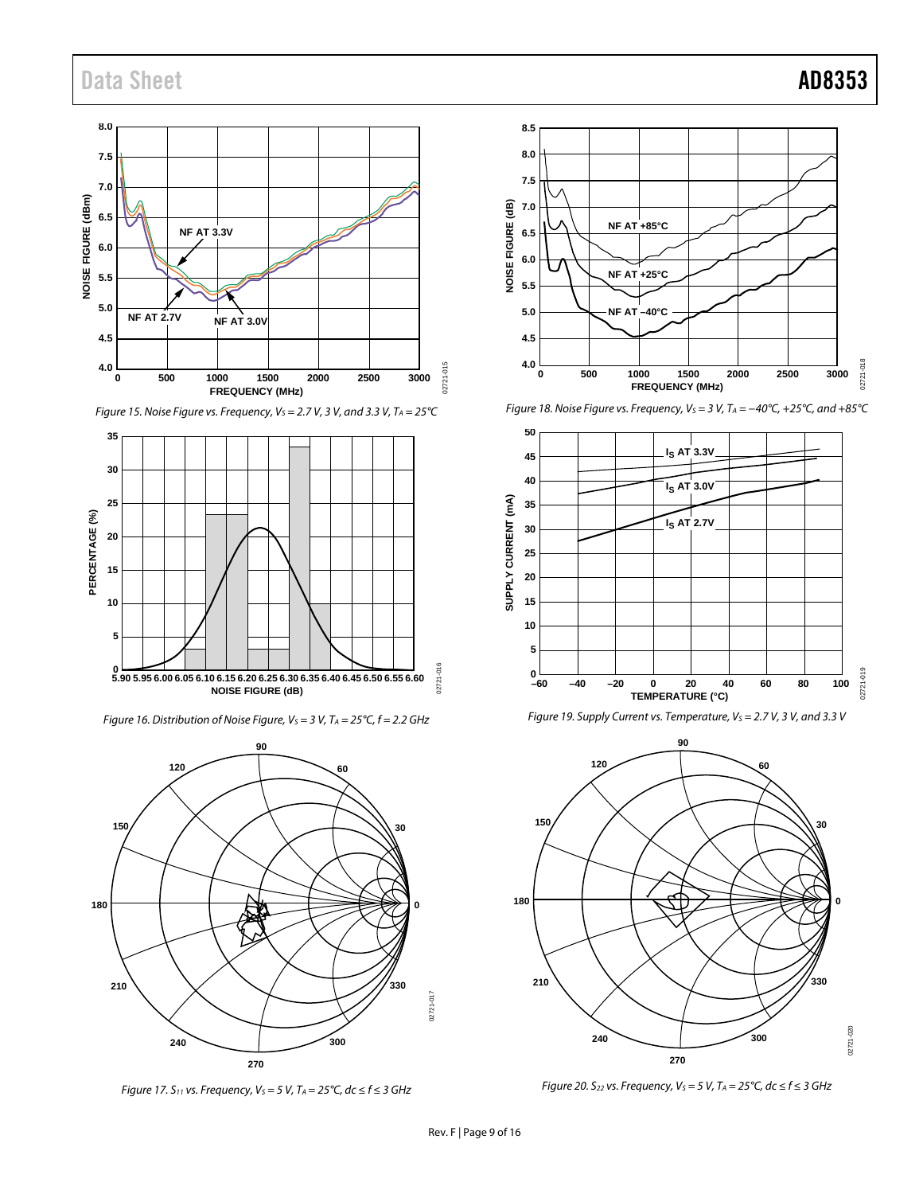Figure 15. Noise Figure vs. Frequency, $V_S$ = 2.7 V, 3 V, and 3.3 V, $T_A$ = 25°C

Figure 16. Distribution of Noise Figure, $V_S$ = 3 V, $T_A$ = 25°C, f = 2.2 GHz

Figure 17. $S_{11}$ vs. Frequency, $V_S$ = 5 V, $T_A$ = 25°C, dc ≤ f ≤ 3 GHz

Figure 18. Noise Figure vs. Frequency, $V_S$ = 3 V, $T_A$ = −40°C, +25°C, and +85°C

Figure 19. Supply Current vs. Temperature, $V_S$ = 2.7 V, 3 V, and 3.3 V

Figure 20. $S_{22}$ vs. Frequency, $V_S$ = 5 V, $T_A$ = 25°C, dc ≤ f ≤ 3 GHz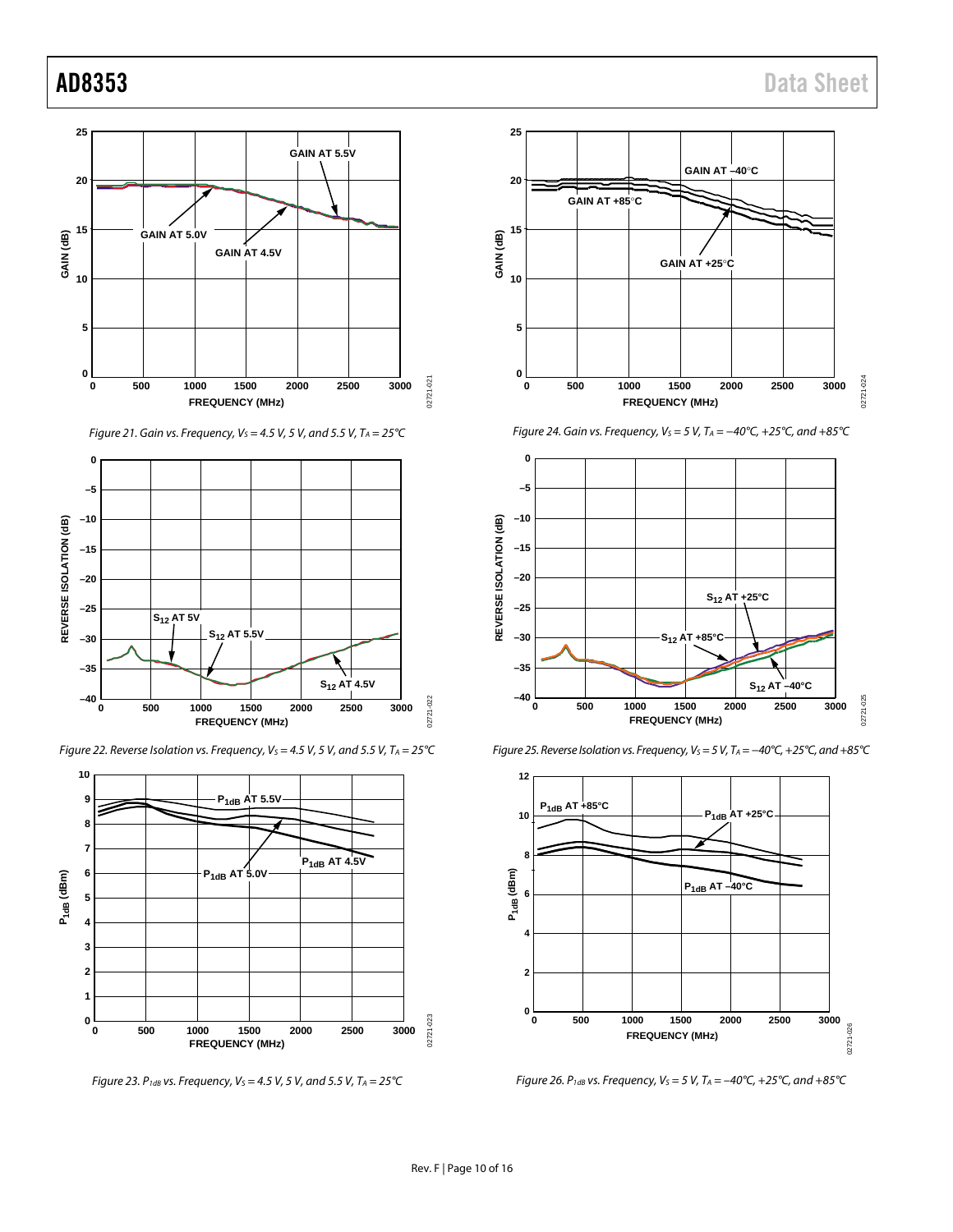Figure 21. Gain vs. Frequency, $V_S$ = 4.5 V, 5 V, and 5.5 V, $T_A$ = 25°C

Figure 22. Reverse Isolation vs. Frequency, $V_S$ = 4.5 V, 5 V, and 5.5 V, $T_A$ = 25°C

Figure 23. $P_{1dB}$ vs. Frequency, $V_S$ = 4.5 V, 5 V, and 5.5 V, $T_A$ = 25°C

Figure 24. Gain vs. Frequency, $V_S$ = 5 V, $T_A$ = −40°C, +25°C, and +85°C

Figure 25. Reverse Isolation vs. Frequency, $V_S$ = 5 V, $T_A$ = −40°C, +25°C, and +85°C

Figure 26. $P_{1dB}$ vs. Frequency, $V_S$ = 5 V, $T_A$ = −40°C, +25°C, and +85°C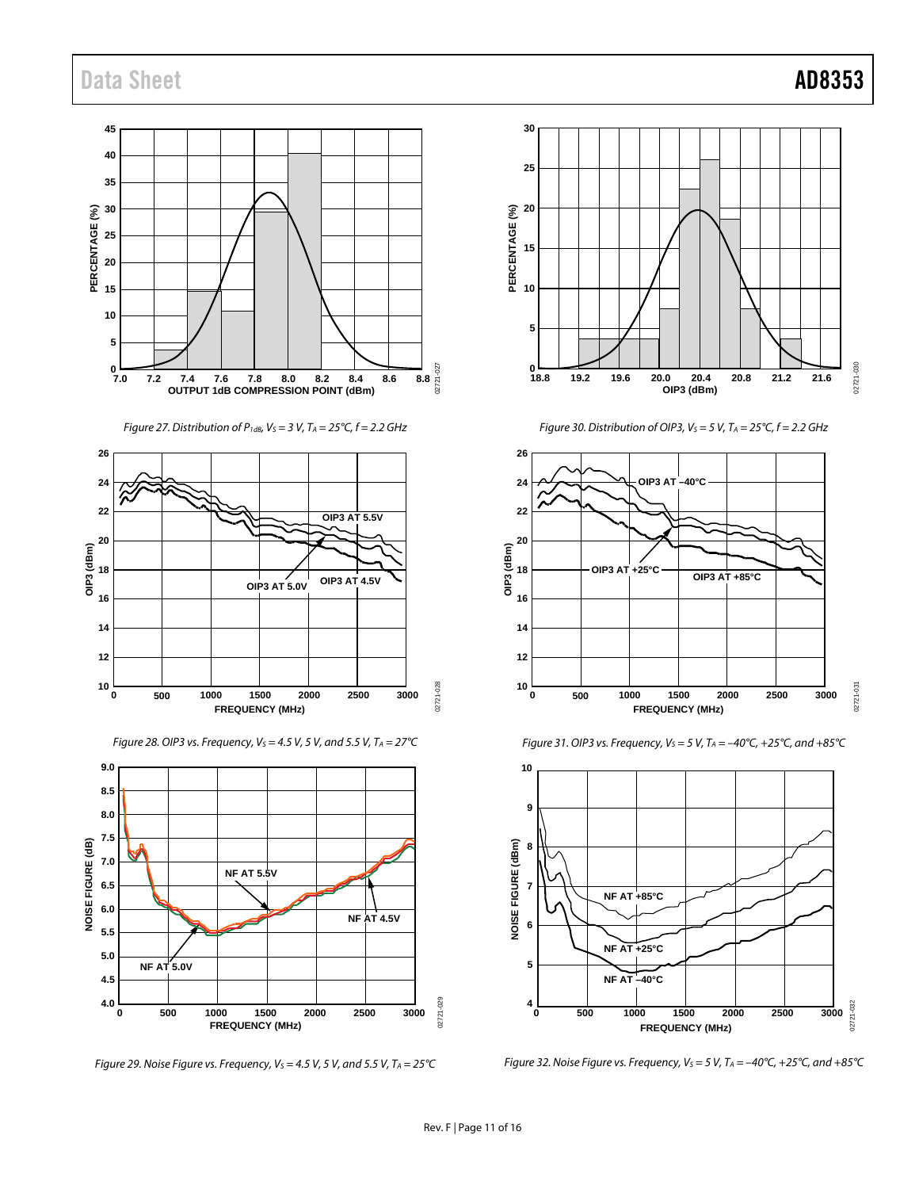Figure 27. Distribution of $P_{1dB}$, $V_S$ = 3 V, $T_A$ = 25°C, f = 2.2 GHz

Figure 28. OIP3 vs. Frequency, $V_S$ = 4.5 V, 5 V, and 5.5 V, $T_A$ = 27°C

Figure 29. Noise Figure vs. Frequency, $V_S$ = 4.5 V, 5 V, and 5.5 V, $T_A$ = 25°C

Figure 30. Distribution of OIP3, $V_S$ = 5 V, $T_A$ = 25°C, f = 2.2 GHz

Figure 31. OIP3 vs. Frequency, $V_S$ = 5 V, $T_A$ = −40°C, +25°C, and +85°C

Figure 32. Noise Figure vs. Frequency, $V_S$ = 5 V, $T_A$ = −40°C, +25°C, and +85°C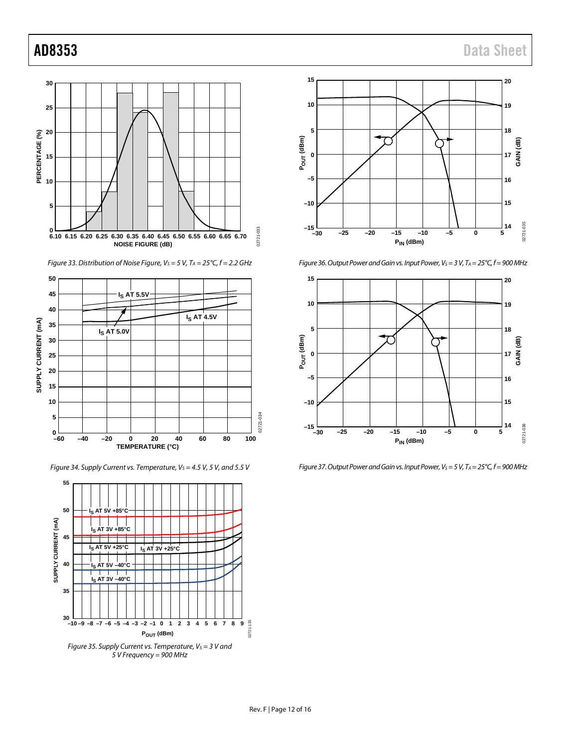Figure 33. Distribution of Noise Figure, $V_S$ = 5 V, $T_A$ = 25°C, f = 2.2 GHz

Figure 34. Supply Current vs. Temperature, $V_S$ = 4.5 V, 5 V, and 5.5 V

Figure 35. Supply Current vs. Temperature, $V_S$ = 3 V and 5 V Frequency = 900 MHz

Figure 36. Output Power and Gain vs. Input Power, $V_S$ = 3 V, $T_A$ = 25°C, f = 900 MHz

Figure 37. Output Power and Gain vs. Input Power, $V_S$ = 5 V, $T_A$ = 25°C, f = 900 MHz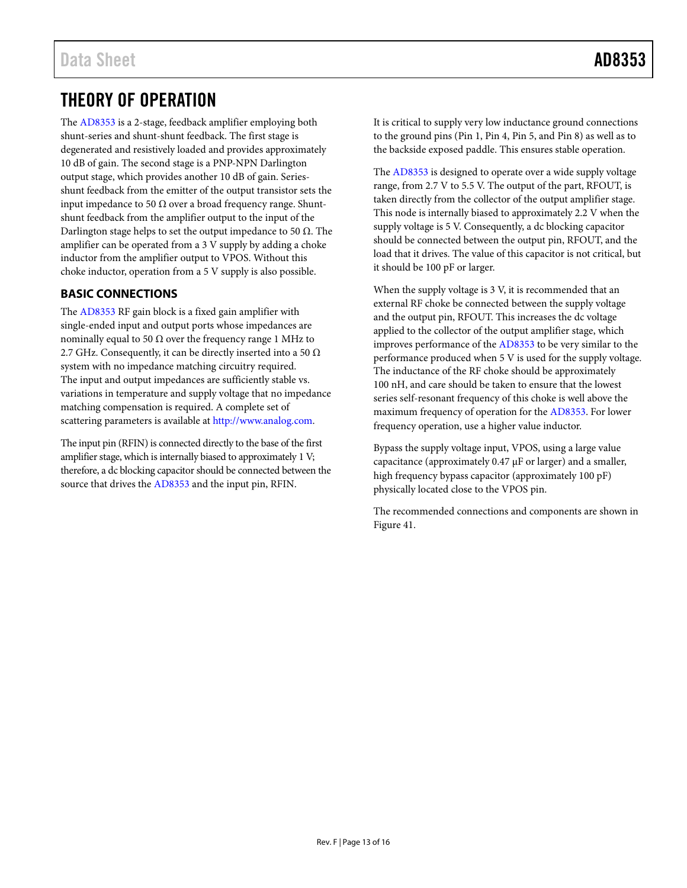# THEORY OF OPERATION

The AD8353 is a 2-stage, feedback amplifier employing both shunt-series and shunt-shunt feedback. The first stage is degenerated and resistively loaded and provides approximately 10 dB of gain. The second stage is a PNP-NPN Darlington output stage, which provides another 10 dB of gain. Series-shunt feedback from the emitter of the output transistor sets the input impedance to 50 Ω over a broad frequency range. Shunt-shunt feedback from the amplifier output to the input of the Darlington stage helps to set the output impedance to 50 Ω. The amplifier can be operated from a 3 V supply by adding a choke inductor from the amplifier output to VPOS. Without this choke inductor, operation from a 5 V supply is also possible.

## BASIC CONNECTIONS

The AD8353 RF gain block is a fixed gain amplifier with single-ended input and output ports whose impedances are nominally equal to 50 Ω over the frequency range 1 MHz to 2.7 GHz. Consequently, it can be directly inserted into a 50 Ω system with no impedance matching circuitry required. The input and output impedances are sufficiently stable vs. variations in temperature and supply voltage that no impedance matching compensation is required. A complete set of scattering parameters is available at http://www.analog.com.

The input pin (RFIN) is connected directly to the base of the first amplifier stage, which is internally biased to approximately 1 V; therefore, a dc blocking capacitor should be connected between the source that drives the AD8353 and the input pin, RFIN.

It is critical to supply very low inductance ground connections to the ground pins (Pin 1, Pin 4, Pin 5, and Pin 8) as well as to the backside exposed paddle. This ensures stable operation.

The AD8353 is designed to operate over a wide supply voltage range, from 2.7 V to 5.5 V. The output of the part, RFOUT, is taken directly from the collector of the output amplifier stage. This node is internally biased to approximately 2.2 V when the supply voltage is 5 V. Consequently, a dc blocking capacitor should be connected between the output pin, RFOUT, and the load that it drives. The value of this capacitor is not critical, but it should be 100 pF or larger.

When the supply voltage is 3 V, it is recommended that an external RF choke be connected between the supply voltage and the output pin, RFOUT. This increases the dc voltage applied to the collector of the output amplifier stage, which improves performance of the AD8353 to be very similar to the performance produced when 5 V is used for the supply voltage. The inductance of the RF choke should be approximately 100 nH, and care should be taken to ensure that the lowest series self-resonant frequency of this choke is well above the maximum frequency of operation for the AD8353. For lower frequency operation, use a higher value inductor.

Bypass the supply voltage input, VPOS, using a large value capacitance (approximately 0.47 µF or larger) and a smaller, high frequency bypass capacitor (approximately 100 pF) physically located close to the VPOS pin.

The recommended connections and components are shown in Figure 41.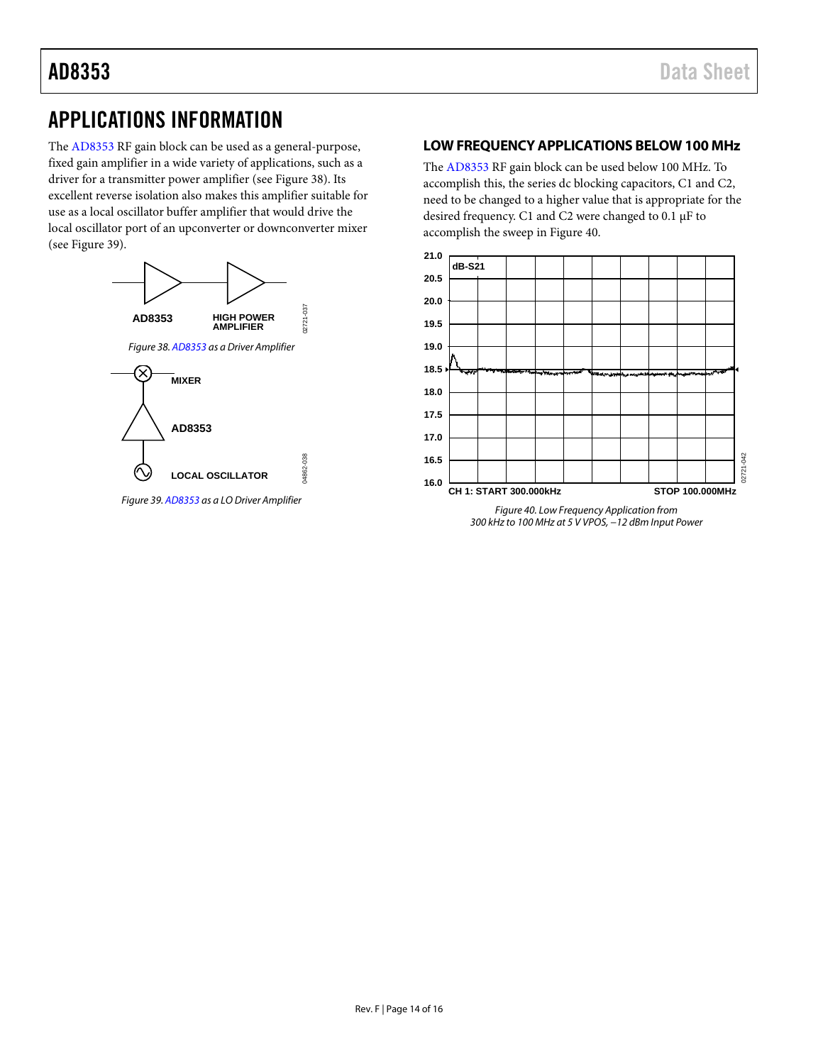# APPLICATIONS INFORMATION

The AD8353 RF gain block can be used as a general-purpose, fixed gain amplifier in a wide variety of applications, such as a driver for a transmitter power amplifier (see Figure 38). Its excellent reverse isolation also makes this amplifier suitable for use as a local oscillator buffer amplifier that would drive the local oscillator port of an upconverter or downconverter mixer (see Figure 39).

*Figure 38. AD8353 as a Driver Amplifier*

*Figure 39. AD8353 as a LO Driver Amplifier*

## LOW FREQUENCY APPLICATIONS BELOW 100 MHz

The AD8353 RF gain block can be used below 100 MHz. To accomplish this, the series dc blocking capacitors, C1 and C2, need to be changed to a higher value that is appropriate for the desired frequency. C1 and C2 were changed to 0.1 μF to accomplish the sweep in Figure 40.

*Figure 40. Low Frequency Application from 300 kHz to 100 MHz at 5 V VPOS, −12 dBm Input Power*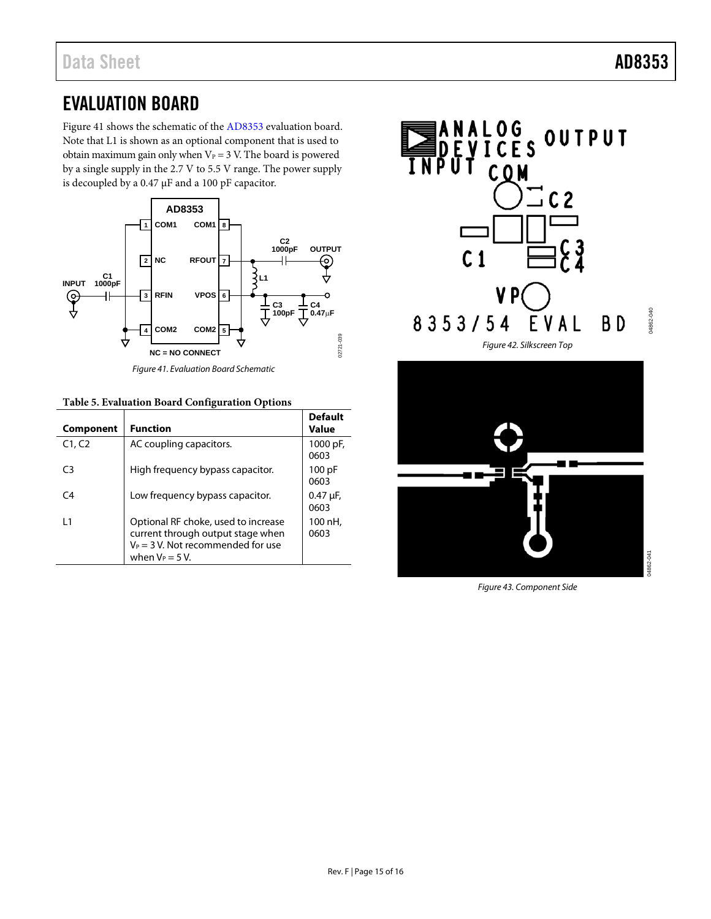## EVALUATION BOARD

Figure 41 shows the schematic of the AD8353 evaluation board. Note that L1 is shown as an optional component that is used to obtain maximum gain only when $V_P$ = 3 V. The board is powered by a single supply in the 2.7 V to 5.5 V range. The power supply is decoupled by a 0.47 µF and a 100 pF capacitor.

*Figure 41. Evaluation Board Schematic*

**Table 5. Evaluation Board Configuration Options**

| Component | Function | Default Value |
| --- | --- | --- |
| C1, C2 | AC coupling capacitors. | 1000 pF, 0603 |
| C3 | High frequency bypass capacitor. | 100 pF 0603 |
| C4 | Low frequency bypass capacitor. | 0.47 µF, 0603 |
| L1 | Optional RF choke, used to increase current through output stage when $V_P$ = 3 V. Not recommended for use when $V_P$ = 5 V. | 100 nH, 0603 |

*Figure 42. Silkscreen Top*

*Figure 43. Component Side*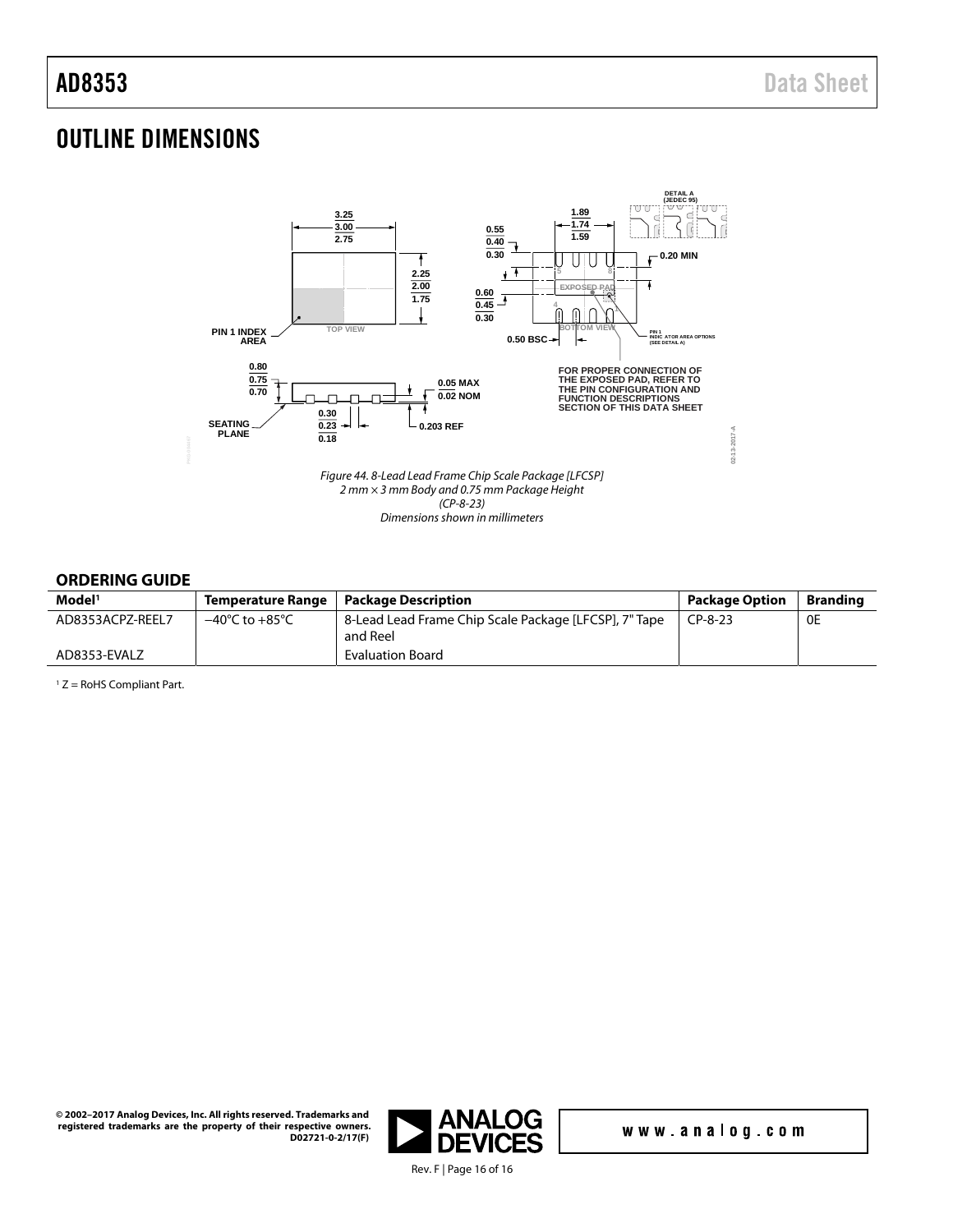# OUTLINE DIMENSIONS

3.25
3.00
2.75

2.25
2.00
1.75

PIN 1 INDEX AREA

TOP VIEW

0.80
0.75
0.70

0.05 MAX
0.02 NOM

0.30
0.23
0.18

0.203 REF

SEATING PLANE

1.89
1.74
1.59

0.55
0.40
0.30

0.20 MIN

0.60
0.45
0.30

EXPOSED PAD

BOTTOM VIEW

0.50 BSC

DETAIL A (JEDEC 95)

PIN 1 INDIC ATOR AREA OPTIONS (SEE DETAIL A)

FOR PROPER CONNECTION OF THE EXPOSED PAD, REFER TO THE PIN CONFIGURATION AND FUNCTION DESCRIPTIONS SECTION OF THIS DATA SHEET

02-13-2017-A

*Figure 44. 8-Lead Lead Frame Chip Scale Package [LFCSP]*
*2 mm × 3 mm Body and 0.75 mm Package Height*
*(CP-8-23)*
*Dimensions shown in millimeters*

## ORDERING GUIDE

| Model[1] | Temperature Range | Package Description | Package Option | Branding |
|---|---|---|---|---|
| AD8353ACPZ-REEL7 | −40°C to +85°C | 8-Lead Lead Frame Chip Scale Package [LFCSP], 7" Tape and Reel | CP-8-23 | 0E |
| AD8353-EVALZ | | Evaluation Board | | |

[1] Z = RoHS Compliant Part.

© 2002–2017 Analog Devices, Inc. All rights reserved. Trademarks and registered trademarks are the property of their respective owners. D02721-0-2/17(F)